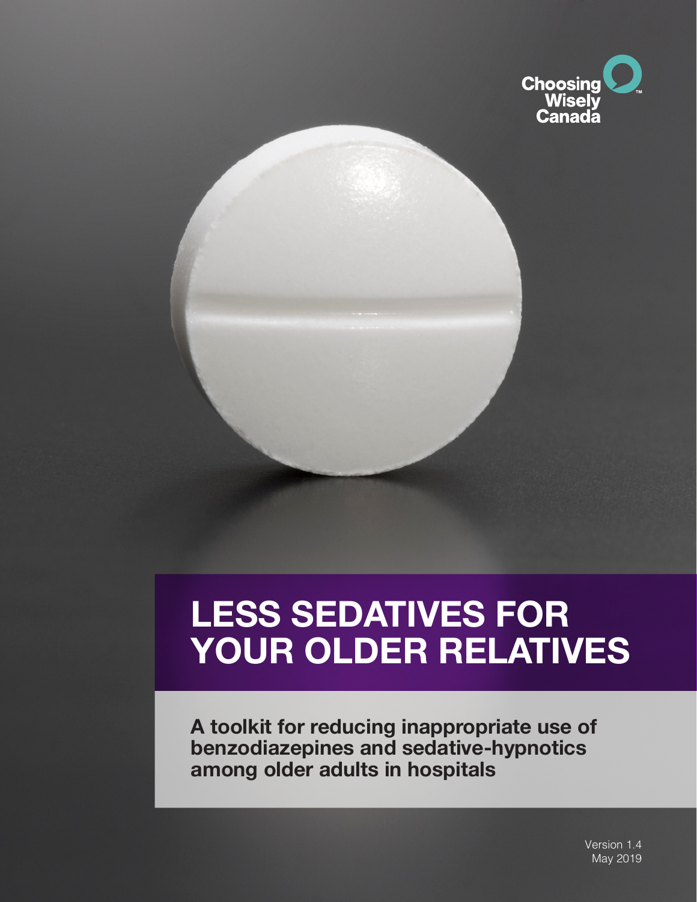Choosing Wisely Canada

# LESS SEDATIVES FOR YOUR OLDER RELATIVES

**A toolkit for reducing inappropriate use of benzodiazepines and sedative-hypnotics among older adults in hospitals**

Version 1.4
May 2019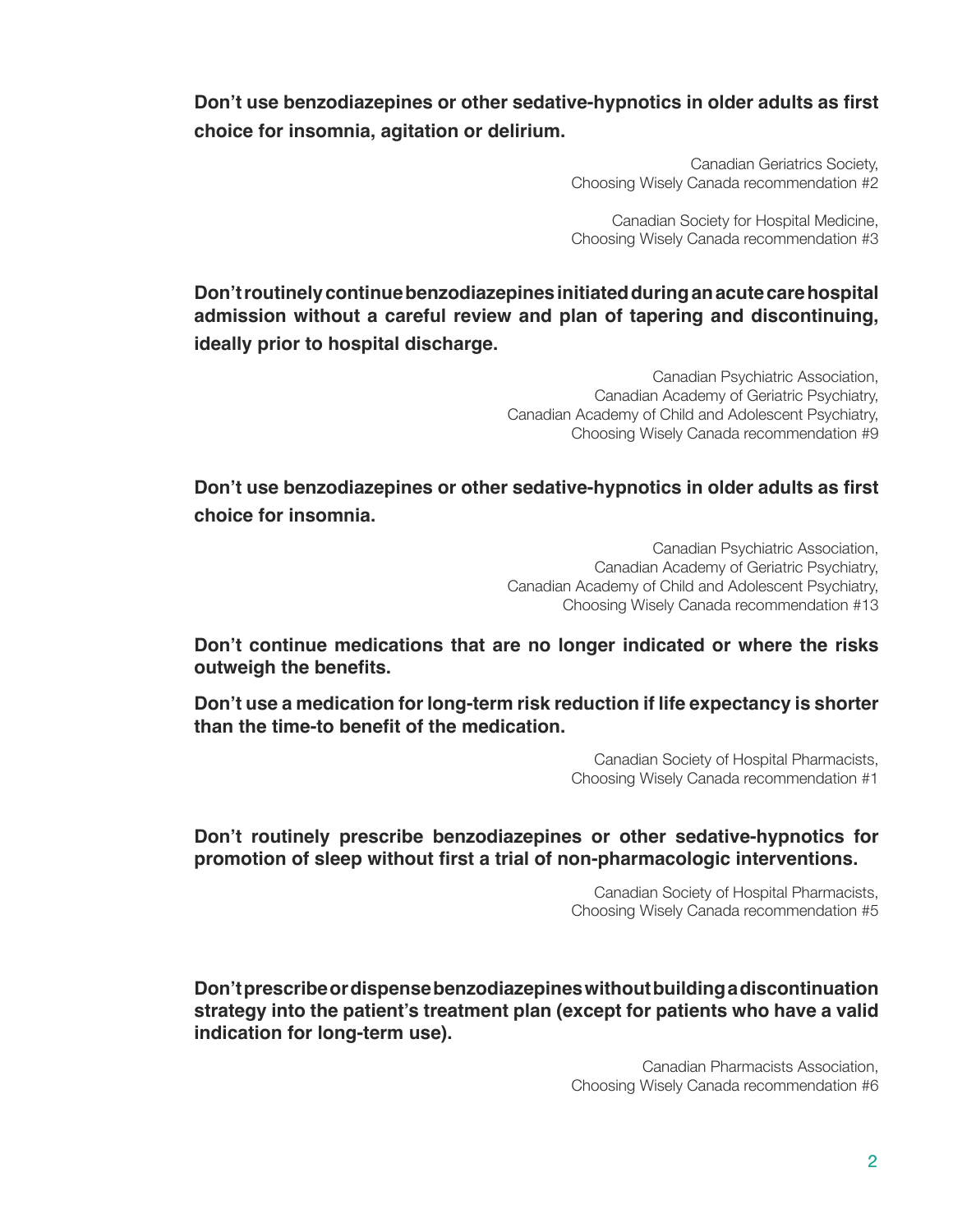**Don't use benzodiazepines or other sedative-hypnotics in older adults as first choice for insomnia, agitation or delirium.**

Canadian Geriatrics Society,
Choosing Wisely Canada recommendation #2

Canadian Society for Hospital Medicine,
Choosing Wisely Canada recommendation #3

**Don't routinely continue benzodiazepines initiated during an acute care hospital admission without a careful review and plan of tapering and discontinuing, ideally prior to hospital discharge.**

Canadian Psychiatric Association,
Canadian Academy of Geriatric Psychiatry,
Canadian Academy of Child and Adolescent Psychiatry,
Choosing Wisely Canada recommendation #9

**Don't use benzodiazepines or other sedative-hypnotics in older adults as first choice for insomnia.**

Canadian Psychiatric Association,
Canadian Academy of Geriatric Psychiatry,
Canadian Academy of Child and Adolescent Psychiatry,
Choosing Wisely Canada recommendation #13

**Don't continue medications that are no longer indicated or where the risks outweigh the benefits.**

**Don't use a medication for long-term risk reduction if life expectancy is shorter than the time-to benefit of the medication.**

Canadian Society of Hospital Pharmacists,
Choosing Wisely Canada recommendation #1

**Don't routinely prescribe benzodiazepines or other sedative-hypnotics for promotion of sleep without first a trial of non-pharmacologic interventions.**

Canadian Society of Hospital Pharmacists,
Choosing Wisely Canada recommendation #5

**Don't prescribe or dispense benzodiazepines without building a discontinuation strategy into the patient's treatment plan (except for patients who have a valid indication for long-term use).**

Canadian Pharmacists Association,
Choosing Wisely Canada recommendation #6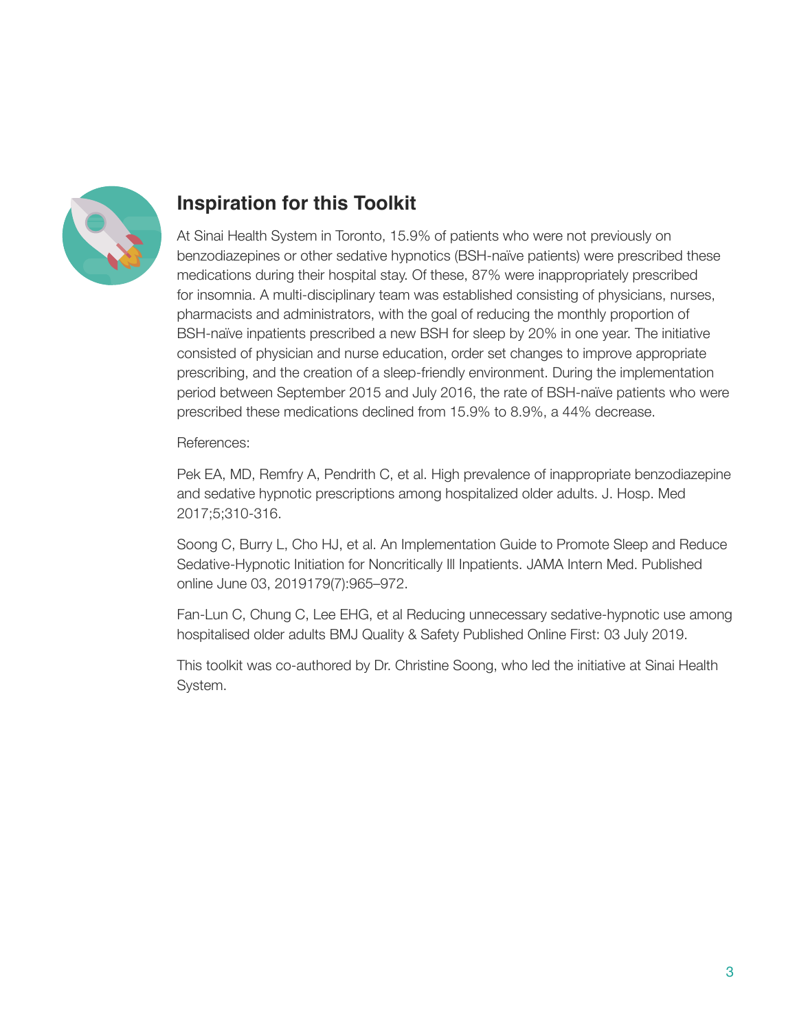## Inspiration for this Toolkit

At Sinai Health System in Toronto, 15.9% of patients who were not previously on benzodiazepines or other sedative hypnotics (BSH-naïve patients) were prescribed these medications during their hospital stay. Of these, 87% were inappropriately prescribed for insomnia. A multi-disciplinary team was established consisting of physicians, nurses, pharmacists and administrators, with the goal of reducing the monthly proportion of BSH-naïve inpatients prescribed a new BSH for sleep by 20% in one year. The initiative consisted of physician and nurse education, order set changes to improve appropriate prescribing, and the creation of a sleep-friendly environment. During the implementation period between September 2015 and July 2016, the rate of BSH-naïve patients who were prescribed these medications declined from 15.9% to 8.9%, a 44% decrease.

References:

Pek EA, MD, Remfry A, Pendrith C, et al. High prevalence of inappropriate benzodiazepine and sedative hypnotic prescriptions among hospitalized older adults. J. Hosp. Med 2017;5;310-316.

Soong C, Burry L, Cho HJ, et al. An Implementation Guide to Promote Sleep and Reduce Sedative-Hypnotic Initiation for Noncritically Ill Inpatients. JAMA Intern Med. Published online June 03, 2019179(7):965–972.

Fan-Lun C, Chung C, Lee EHG, et al Reducing unnecessary sedative-hypnotic use among hospitalised older adults BMJ Quality & Safety Published Online First: 03 July 2019.

This toolkit was co-authored by Dr. Christine Soong, who led the initiative at Sinai Health System.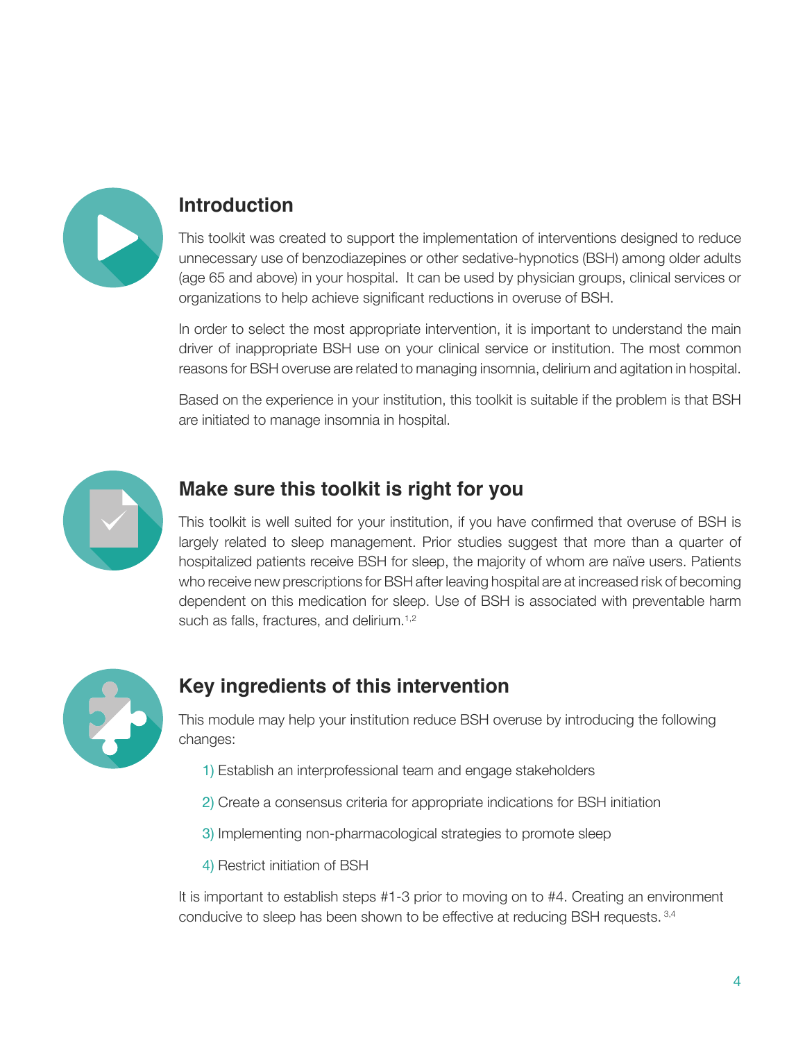## Introduction

This toolkit was created to support the implementation of interventions designed to reduce unnecessary use of benzodiazepines or other sedative-hypnotics (BSH) among older adults (age 65 and above) in your hospital. It can be used by physician groups, clinical services or organizations to help achieve significant reductions in overuse of BSH.

In order to select the most appropriate intervention, it is important to understand the main driver of inappropriate BSH use on your clinical service or institution. The most common reasons for BSH overuse are related to managing insomnia, delirium and agitation in hospital.

Based on the experience in your institution, this toolkit is suitable if the problem is that BSH are initiated to manage insomnia in hospital.

## Make sure this toolkit is right for you

This toolkit is well suited for your institution, if you have confirmed that overuse of BSH is largely related to sleep management. Prior studies suggest that more than a quarter of hospitalized patients receive BSH for sleep, the majority of whom are naïve users. Patients who receive new prescriptions for BSH after leaving hospital are at increased risk of becoming dependent on this medication for sleep. Use of BSH is associated with preventable harm such as falls, fractures, and delirium.[1,2]

## Key ingredients of this intervention

This module may help your institution reduce BSH overuse by introducing the following changes:

1) Establish an interprofessional team and engage stakeholders
2) Create a consensus criteria for appropriate indications for BSH initiation
3) Implementing non-pharmacological strategies to promote sleep
4) Restrict initiation of BSH

It is important to establish steps #1-3 prior to moving on to #4. Creating an environment conducive to sleep has been shown to be effective at reducing BSH requests.[3,4]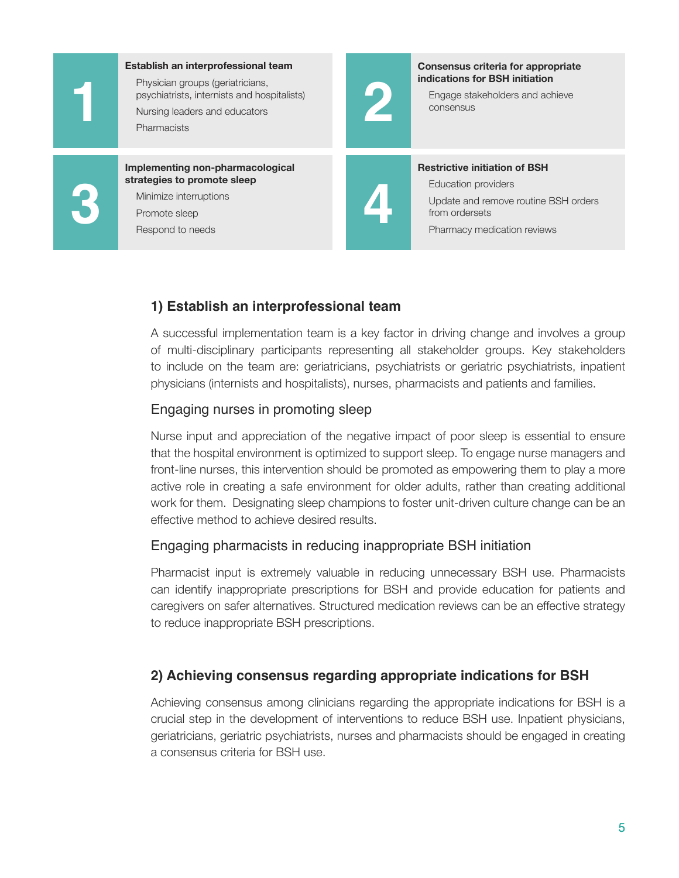**1**

**Establish an interprofessional team**

- Physician groups (geriatricians, psychiatrists, internists and hospitalists)
- Nursing leaders and educators
- Pharmacists

**2**

**Consensus criteria for appropriate indications for BSH initiation**

- Engage stakeholders and achieve consensus

**3**

**Implementing non-pharmacological strategies to promote sleep**

- Minimize interruptions
- Promote sleep
- Respond to needs

**4**

**Restrictive initiation of BSH**

- Education providers
- Update and remove routine BSH orders from ordersets
- Pharmacy medication reviews

## 1) Establish an interprofessional team

A successful implementation team is a key factor in driving change and involves a group of multi-disciplinary participants representing all stakeholder groups. Key stakeholders to include on the team are: geriatricians, psychiatrists or geriatric psychiatrists, inpatient physicians (internists and hospitalists), nurses, pharmacists and patients and families.

### Engaging nurses in promoting sleep

Nurse input and appreciation of the negative impact of poor sleep is essential to ensure that the hospital environment is optimized to support sleep. To engage nurse managers and front-line nurses, this intervention should be promoted as empowering them to play a more active role in creating a safe environment for older adults, rather than creating additional work for them. Designating sleep champions to foster unit-driven culture change can be an effective method to achieve desired results.

### Engaging pharmacists in reducing inappropriate BSH initiation

Pharmacist input is extremely valuable in reducing unnecessary BSH use. Pharmacists can identify inappropriate prescriptions for BSH and provide education for patients and caregivers on safer alternatives. Structured medication reviews can be an effective strategy to reduce inappropriate BSH prescriptions.

## 2) Achieving consensus regarding appropriate indications for BSH

Achieving consensus among clinicians regarding the appropriate indications for BSH is a crucial step in the development of interventions to reduce BSH use. Inpatient physicians, geriatricians, geriatric psychiatrists, nurses and pharmacists should be engaged in creating a consensus criteria for BSH use.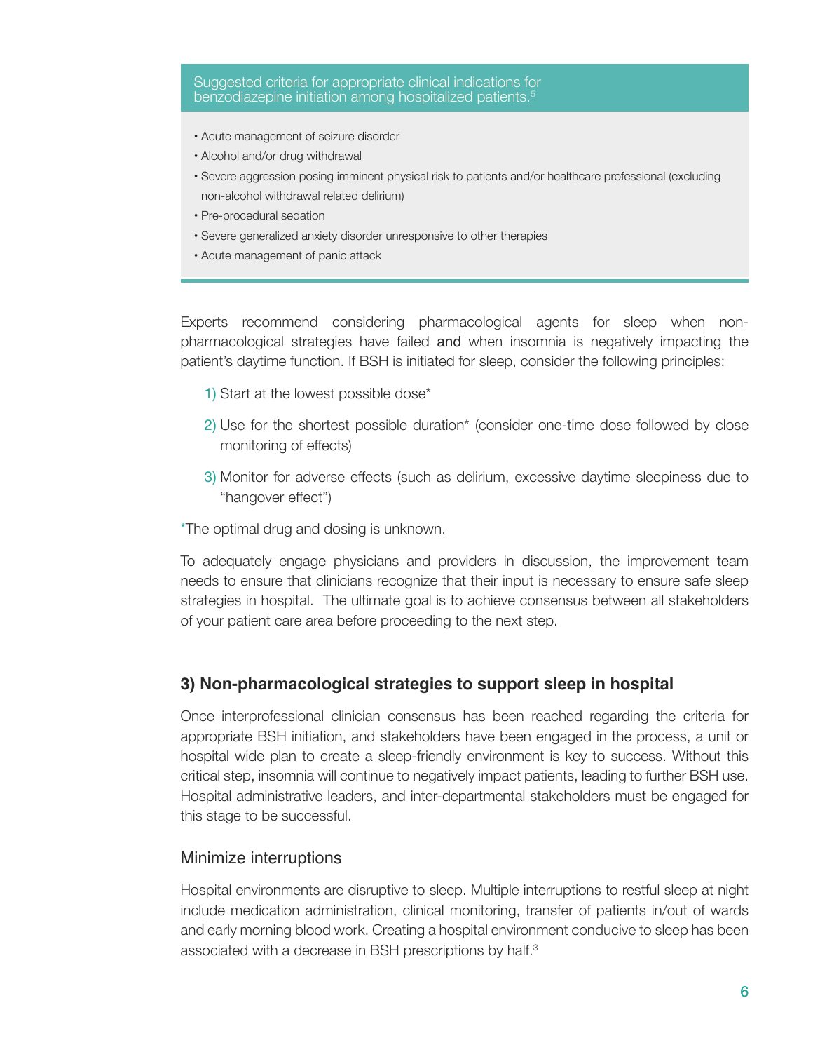Suggested criteria for appropriate clinical indications for benzodiazepine initiation among hospitalized patients.[5]

- Acute management of seizure disorder
- Alcohol and/or drug withdrawal
- Severe aggression posing imminent physical risk to patients and/or healthcare professional (excluding non-alcohol withdrawal related delirium)
- Pre-procedural sedation
- Severe generalized anxiety disorder unresponsive to other therapies
- Acute management of panic attack

Experts recommend considering pharmacological agents for sleep when non-pharmacological strategies have failed **and** when insomnia is negatively impacting the patient's daytime function. If BSH is initiated for sleep, consider the following principles:

1) Start at the lowest possible dose*

2) Use for the shortest possible duration* (consider one-time dose followed by close monitoring of effects)

3) Monitor for adverse effects (such as delirium, excessive daytime sleepiness due to "hangover effect")

*The optimal drug and dosing is unknown.

To adequately engage physicians and providers in discussion, the improvement team needs to ensure that clinicians recognize that their input is necessary to ensure safe sleep strategies in hospital. The ultimate goal is to achieve consensus between all stakeholders of your patient care area before proceeding to the next step.

## 3) Non-pharmacological strategies to support sleep in hospital

Once interprofessional clinician consensus has been reached regarding the criteria for appropriate BSH initiation, and stakeholders have been engaged in the process, a unit or hospital wide plan to create a sleep-friendly environment is key to success. Without this critical step, insomnia will continue to negatively impact patients, leading to further BSH use. Hospital administrative leaders, and inter-departmental stakeholders must be engaged for this stage to be successful.

### Minimize interruptions

Hospital environments are disruptive to sleep. Multiple interruptions to restful sleep at night include medication administration, clinical monitoring, transfer of patients in/out of wards and early morning blood work. Creating a hospital environment conducive to sleep has been associated with a decrease in BSH prescriptions by half.[3]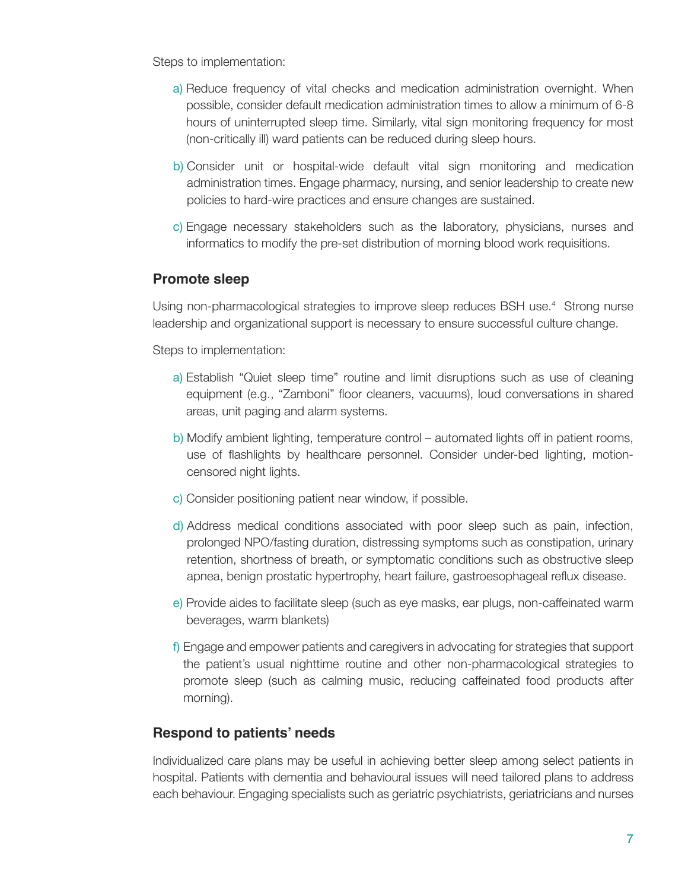Steps to implementation:

a) Reduce frequency of vital checks and medication administration overnight. When possible, consider default medication administration times to allow a minimum of 6-8 hours of uninterrupted sleep time. Similarly, vital sign monitoring frequency for most (non-critically ill) ward patients can be reduced during sleep hours.

b) Consider unit or hospital-wide default vital sign monitoring and medication administration times. Engage pharmacy, nursing, and senior leadership to create new policies to hard-wire practices and ensure changes are sustained.

c) Engage necessary stakeholders such as the laboratory, physicians, nurses and informatics to modify the pre-set distribution of morning blood work requisitions.

## Promote sleep

Using non-pharmacological strategies to improve sleep reduces BSH use.[4] Strong nurse leadership and organizational support is necessary to ensure successful culture change.

Steps to implementation:

a) Establish "Quiet sleep time" routine and limit disruptions such as use of cleaning equipment (e.g., "Zamboni" floor cleaners, vacuums), loud conversations in shared areas, unit paging and alarm systems.

b) Modify ambient lighting, temperature control – automated lights off in patient rooms, use of flashlights by healthcare personnel. Consider under-bed lighting, motion-censored night lights.

c) Consider positioning patient near window, if possible.

d) Address medical conditions associated with poor sleep such as pain, infection, prolonged NPO/fasting duration, distressing symptoms such as constipation, urinary retention, shortness of breath, or symptomatic conditions such as obstructive sleep apnea, benign prostatic hypertrophy, heart failure, gastroesophageal reflux disease.

e) Provide aides to facilitate sleep (such as eye masks, ear plugs, non-caffeinated warm beverages, warm blankets)

f) Engage and empower patients and caregivers in advocating for strategies that support the patient's usual nighttime routine and other non-pharmacological strategies to promote sleep (such as calming music, reducing caffeinated food products after morning).

## Respond to patients' needs

Individualized care plans may be useful in achieving better sleep among select patients in hospital. Patients with dementia and behavioural issues will need tailored plans to address each behaviour. Engaging specialists such as geriatric psychiatrists, geriatricians and nurses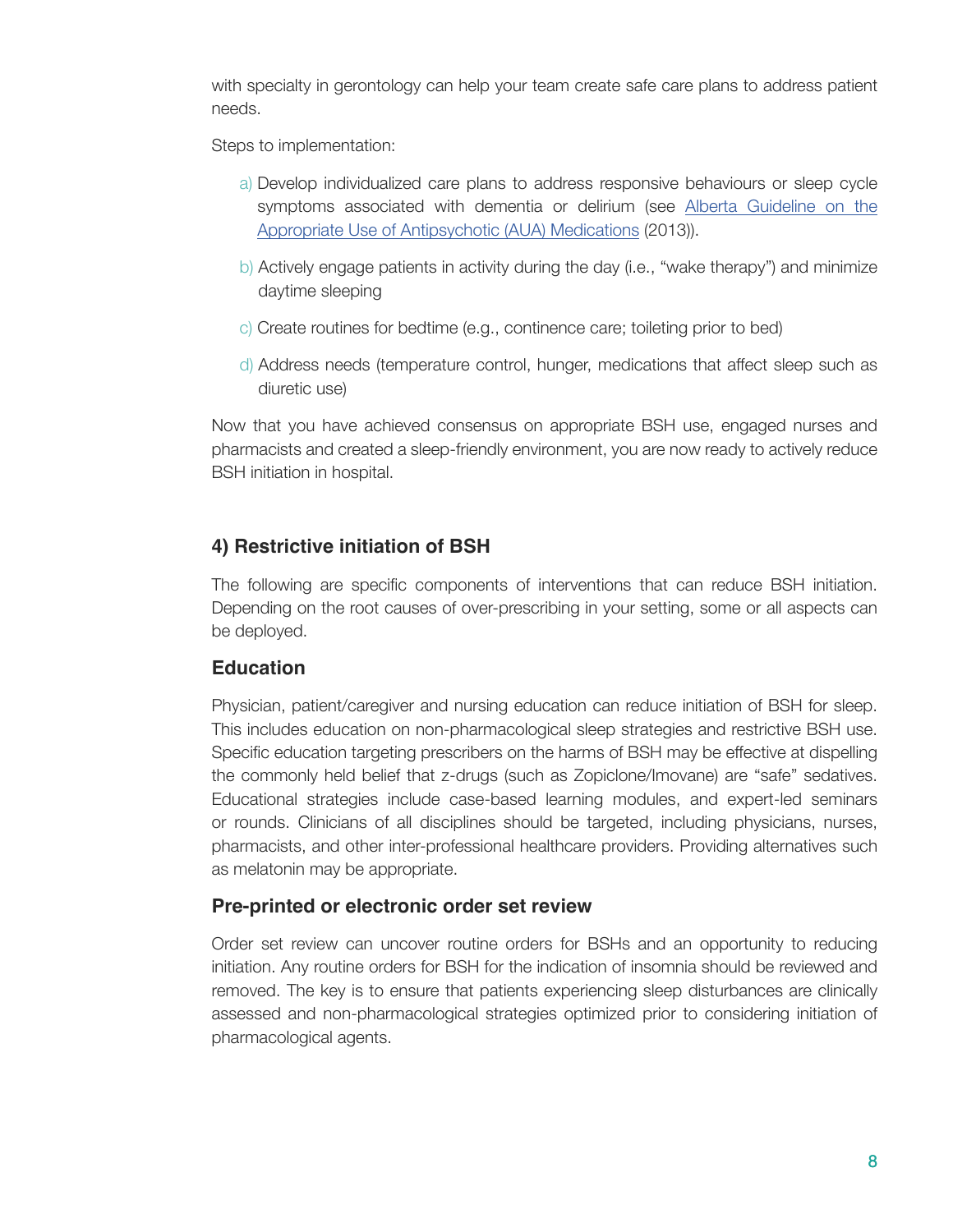with specialty in gerontology can help your team create safe care plans to address patient needs.

Steps to implementation:

a) Develop individualized care plans to address responsive behaviours or sleep cycle symptoms associated with dementia or delirium (see Alberta Guideline on the Appropriate Use of Antipsychotic (AUA) Medications (2013)).

b) Actively engage patients in activity during the day (i.e., "wake therapy") and minimize daytime sleeping

c) Create routines for bedtime (e.g., continence care; toileting prior to bed)

d) Address needs (temperature control, hunger, medications that affect sleep such as diuretic use)

Now that you have achieved consensus on appropriate BSH use, engaged nurses and pharmacists and created a sleep-friendly environment, you are now ready to actively reduce BSH initiation in hospital.

## 4) Restrictive initiation of BSH

The following are specific components of interventions that can reduce BSH initiation. Depending on the root causes of over-prescribing in your setting, some or all aspects can be deployed.

### Education

Physician, patient/caregiver and nursing education can reduce initiation of BSH for sleep. This includes education on non-pharmacological sleep strategies and restrictive BSH use. Specific education targeting prescribers on the harms of BSH may be effective at dispelling the commonly held belief that z-drugs (such as Zopiclone/Imovane) are "safe" sedatives. Educational strategies include case-based learning modules, and expert-led seminars or rounds. Clinicians of all disciplines should be targeted, including physicians, nurses, pharmacists, and other inter-professional healthcare providers. Providing alternatives such as melatonin may be appropriate.

### Pre-printed or electronic order set review

Order set review can uncover routine orders for BSHs and an opportunity to reducing initiation. Any routine orders for BSH for the indication of insomnia should be reviewed and removed. The key is to ensure that patients experiencing sleep disturbances are clinically assessed and non-pharmacological strategies optimized prior to considering initiation of pharmacological agents.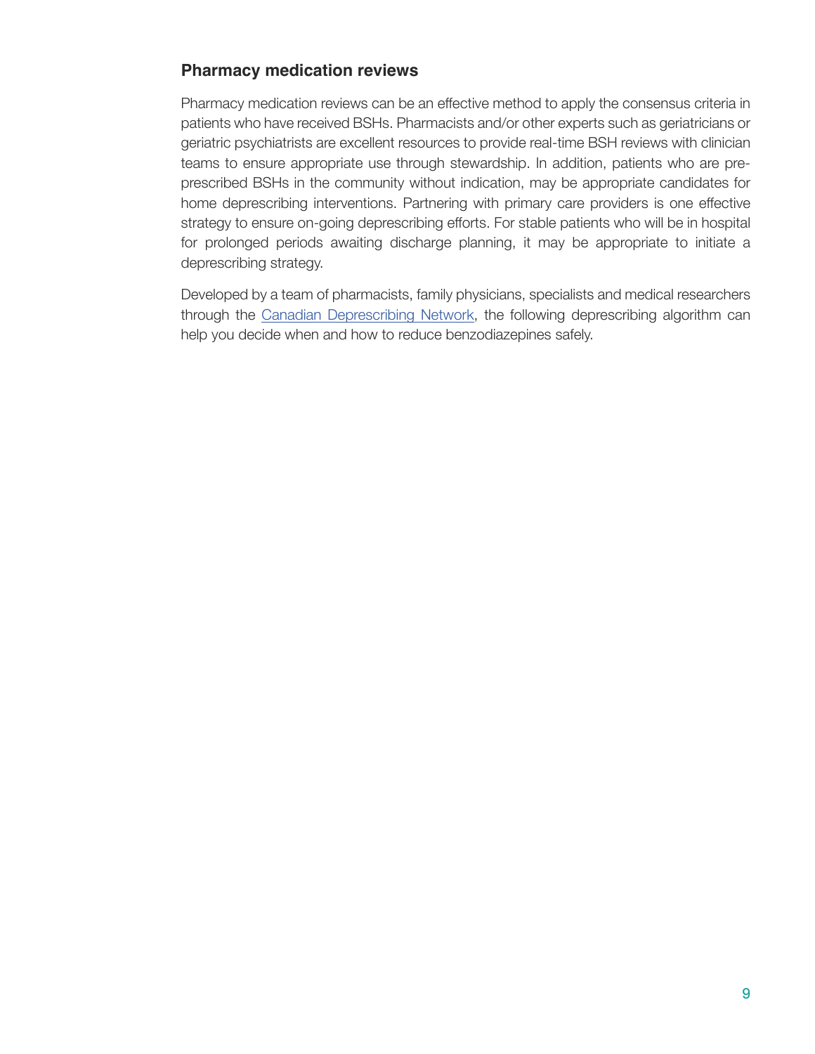## Pharmacy medication reviews

Pharmacy medication reviews can be an effective method to apply the consensus criteria in patients who have received BSHs. Pharmacists and/or other experts such as geriatricians or geriatric psychiatrists are excellent resources to provide real-time BSH reviews with clinician teams to ensure appropriate use through stewardship. In addition, patients who are pre-prescribed BSHs in the community without indication, may be appropriate candidates for home deprescribing interventions. Partnering with primary care providers is one effective strategy to ensure on-going deprescribing efforts. For stable patients who will be in hospital for prolonged periods awaiting discharge planning, it may be appropriate to initiate a deprescribing strategy.

Developed by a team of pharmacists, family physicians, specialists and medical researchers through the Canadian Deprescribing Network, the following deprescribing algorithm can help you decide when and how to reduce benzodiazepines safely.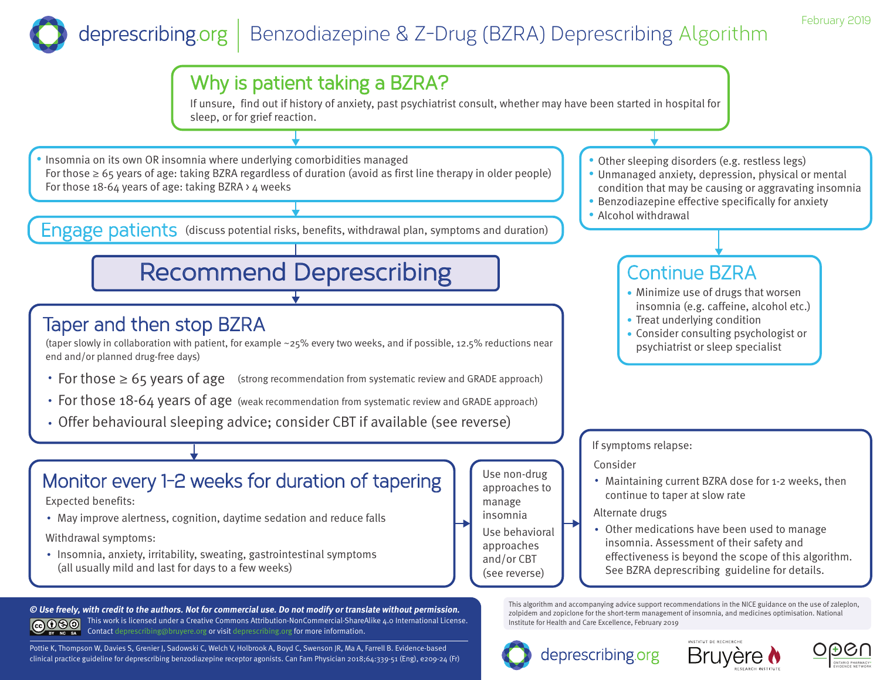deprescribing.org | Benzodiazepine & Z-Drug (BZRA) Deprescribing Algorithm

February 2019

## Why is patient taking a BZRA?

If unsure, find out if history of anxiety, past psychiatrist consult, whether may have been started in hospital for sleep, or for grief reaction.

- Insomnia on its own OR insomnia where underlying comorbidities managed
  For those ≥ 65 years of age: taking BZRA regardless of duration (avoid as first line therapy in older people)
  For those 18-64 years of age: taking BZRA › 4 weeks

## Engage patients (discuss potential risks, benefits, withdrawal plan, symptoms and duration)

# Recommend Deprescribing

## Taper and then stop BZRA

(taper slowly in collaboration with patient, for example ~25% every two weeks, and if possible, 12.5% reductions near end and/or planned drug-free days)

- For those ≥ 65 years of age (strong recommendation from systematic review and GRADE approach)
- For those 18-64 years of age (weak recommendation from systematic review and GRADE approach)
- Offer behavioural sleeping advice; consider CBT if available (see reverse)

## Monitor every 1-2 weeks for duration of tapering

Expected benefits:

- May improve alertness, cognition, daytime sedation and reduce falls

Withdrawal symptoms:

- Insomnia, anxiety, irritability, sweating, gastrointestinal symptoms (all usually mild and last for days to a few weeks)

Use non-drug approaches to manage insomnia

Use behavioral approaches and/or CBT (see reverse)

If symptoms relapse:

Consider

- Maintaining current BZRA dose for 1-2 weeks, then continue to taper at slow rate

Alternate drugs

- Other medications have been used to manage insomnia. Assessment of their safety and effectiveness is beyond the scope of this algorithm. See BZRA deprescribing guideline for details.

---

- Other sleeping disorders (e.g. restless legs)
- Unmanaged anxiety, depression, physical or mental condition that may be causing or aggravating insomnia
- Benzodiazepine effective specifically for anxiety
- Alcohol withdrawal

## Continue BZRA

- Minimize use of drugs that worsen insomnia (e.g. caffeine, alcohol etc.)
- Treat underlying condition
- Consider consulting psychologist or psychiatrist or sleep specialist

---

***© Use freely, with credit to the authors. Not for commercial use. Do not modify or translate without permission.***

This work is licensed under a Creative Commons Attribution-NonCommercial-ShareAlike 4.0 International License. Contact deprescribing@bruyere.org or visit deprescribing.org for more information.

Pottie K, Thompson W, Davies S, Grenier J, Sadowski C, Welch V, Holbrook A, Boyd C, Swenson JR, Ma A, Farrell B. Evidence-based clinical practice guideline for deprescribing benzodiazepine receptor agonists. Can Fam Physician 2018;64:339-51 (Eng), e209-24 (Fr)

This algorithm and accompanying advice support recommendations in the NICE guidance on the use of zaleplon, zolpidem and zopiclone for the short-term management of insomnia, and medicines optimisation. National Institute for Health and Care Excellence, February 2019

deprescribing.org | Institut de recherche Bruyère Research Institute | open Ontario Pharmacy Evidence Network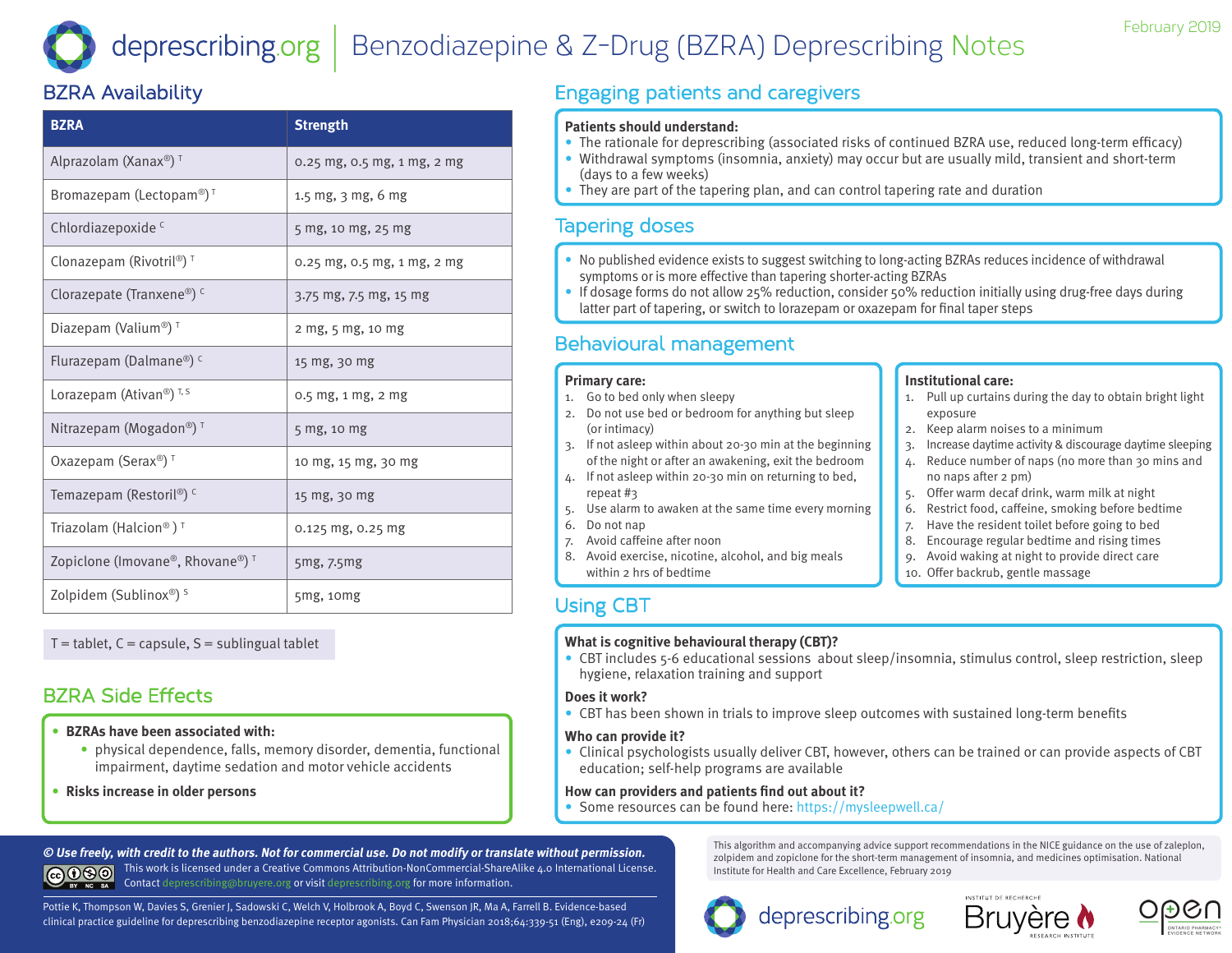# deprescribing.org | Benzodiazepine & Z-Drug (BZRA) Deprescribing Notes

February 2019

## BZRA Availability

| BZRA | Strength |
|---|---|
| Alprazolam (Xanax®) [T] | 0.25 mg, 0.5 mg, 1 mg, 2 mg |
| Bromazepam (Lectopam®) [T] | 1.5 mg, 3 mg, 6 mg |
| Chlordiazepoxide [C] | 5 mg, 10 mg, 25 mg |
| Clonazepam (Rivotril®) [T] | 0.25 mg, 0.5 mg, 1 mg, 2 mg |
| Clorazepate (Tranxene®) [C] | 3.75 mg, 7.5 mg, 15 mg |
| Diazepam (Valium®) [T] | 2 mg, 5 mg, 10 mg |
| Flurazepam (Dalmane®) [C] | 15 mg, 30 mg |
| Lorazepam (Ativan®) [T, S] | 0.5 mg, 1 mg, 2 mg |
| Nitrazepam (Mogadon®) [T] | 5 mg, 10 mg |
| Oxazepam (Serax®) [T] | 10 mg, 15 mg, 30 mg |
| Temazepam (Restoril®) [C] | 15 mg, 30 mg |
| Triazolam (Halcion®) [T] | 0.125 mg, 0.25 mg |
| Zopiclone (Imovane®, Rhovane®) [T] | 5mg, 7.5mg |
| Zolpidem (Sublinox®) [S] | 5mg, 10mg |

T = tablet, C = capsule, S = sublingual tablet

## BZRA Side Effects

- **BZRAs have been associated with:**
  - physical dependence, falls, memory disorder, dementia, functional impairment, daytime sedation and motor vehicle accidents
- **Risks increase in older persons**

## Engaging patients and caregivers

**Patients should understand:**

- The rationale for deprescribing (associated risks of continued BZRA use, reduced long-term efficacy)
- Withdrawal symptoms (insomnia, anxiety) may occur but are usually mild, transient and short-term (days to a few weeks)
- They are part of the tapering plan, and can control tapering rate and duration

## Tapering doses

- No published evidence exists to suggest switching to long-acting BZRAs reduces incidence of withdrawal symptoms or is more effective than tapering shorter-acting BZRAs
- If dosage forms do not allow 25% reduction, consider 50% reduction initially using drug-free days during latter part of tapering, or switch to lorazepam or oxazepam for final taper steps

## Behavioural management

**Primary care:**

1. Go to bed only when sleepy
2. Do not use bed or bedroom for anything but sleep (or intimacy)
3. If not asleep within about 20-30 min at the beginning of the night or after an awakening, exit the bedroom
4. If not asleep within 20-30 min on returning to bed, repeat #3
5. Use alarm to awaken at the same time every morning
6. Do not nap
7. Avoid caffeine after noon
8. Avoid exercise, nicotine, alcohol, and big meals within 2 hrs of bedtime

**Institutional care:**

1. Pull up curtains during the day to obtain bright light exposure
2. Keep alarm noises to a minimum
3. Increase daytime activity & discourage daytime sleeping
4. Reduce number of naps (no more than 30 mins and no naps after 2 pm)
5. Offer warm decaf drink, warm milk at night
6. Restrict food, caffeine, smoking before bedtime
7. Have the resident toilet before going to bed
8. Encourage regular bedtime and rising times
9. Avoid waking at night to provide direct care
10. Offer backrub, gentle massage

## Using CBT

**What is cognitive behavioural therapy (CBT)?**

- CBT includes 5-6 educational sessions about sleep/insomnia, stimulus control, sleep restriction, sleep hygiene, relaxation training and support

**Does it work?**

- CBT has been shown in trials to improve sleep outcomes with sustained long-term benefits

**Who can provide it?**

- Clinical psychologists usually deliver CBT, however, others can be trained or can provide aspects of CBT education; self-help programs are available

**How can providers and patients find out about it?**

- Some resources can be found here: https://mysleepwell.ca/

***© Use freely, with credit to the authors. Not for commercial use. Do not modify or translate without permission.***

This work is licensed under a Creative Commons Attribution-NonCommercial-ShareAlike 4.0 International License. Contact deprescribing@bruyere.org or visit deprescribing.org for more information.

Pottie K, Thompson W, Davies S, Grenier J, Sadowski C, Welch V, Holbrook A, Boyd C, Swenson JR, Ma A, Farrell B. Evidence-based clinical practice guideline for deprescribing benzodiazepine receptor agonists. Can Fam Physician 2018;64:339-51 (Eng), e209-24 (Fr)

This algorithm and accompanying advice support recommendations in the NICE guidance on the use of zaleplon, zolpidem and zopiclone for the short-term management of insomnia, and medicines optimisation. National Institute for Health and Care Excellence, February 2019

deprescribing.org | Institut de recherche Bruyère Research Institute | OPEN Ontario Pharmacy Evidence Network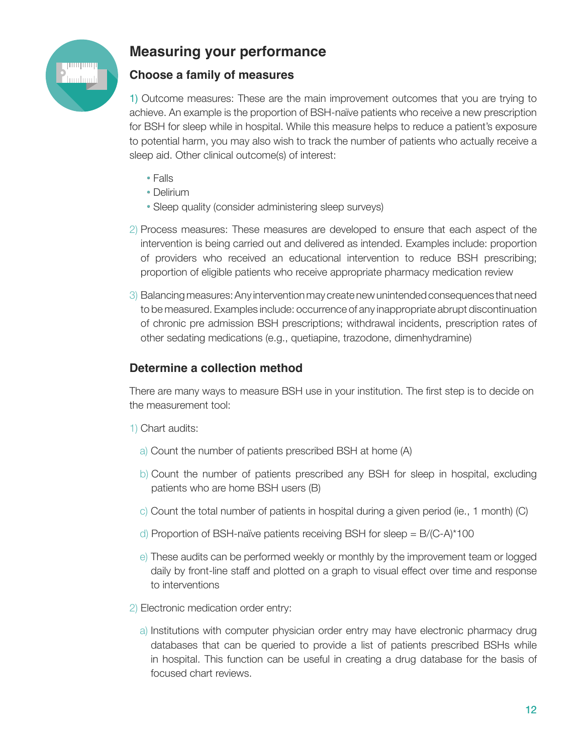## Measuring your performance

### Choose a family of measures

1) Outcome measures: These are the main improvement outcomes that you are trying to achieve. An example is the proportion of BSH-naïve patients who receive a new prescription for BSH for sleep while in hospital. While this measure helps to reduce a patient's exposure to potential harm, you may also wish to track the number of patients who actually receive a sleep aid. Other clinical outcome(s) of interest:

- Falls
- Delirium
- Sleep quality (consider administering sleep surveys)

2) Process measures: These measures are developed to ensure that each aspect of the intervention is being carried out and delivered as intended. Examples include: proportion of providers who received an educational intervention to reduce BSH prescribing; proportion of eligible patients who receive appropriate pharmacy medication review

3) Balancing measures: Any intervention may create new unintended consequences that need to be measured. Examples include: occurrence of any inappropriate abrupt discontinuation of chronic pre admission BSH prescriptions; withdrawal incidents, prescription rates of other sedating medications (e.g., quetiapine, trazodone, dimenhydramine)

### Determine a collection method

There are many ways to measure BSH use in your institution. The first step is to decide on the measurement tool:

1) Chart audits:

   a) Count the number of patients prescribed BSH at home (A)

   b) Count the number of patients prescribed any BSH for sleep in hospital, excluding patients who are home BSH users (B)

   c) Count the total number of patients in hospital during a given period (ie., 1 month) (C)

   d) Proportion of BSH-naïve patients receiving BSH for sleep = $B/(C-A)*100$

   e) These audits can be performed weekly or monthly by the improvement team or logged daily by front-line staff and plotted on a graph to visual effect over time and response to interventions

2) Electronic medication order entry:

   a) Institutions with computer physician order entry may have electronic pharmacy drug databases that can be queried to provide a list of patients prescribed BSHs while in hospital. This function can be useful in creating a drug database for the basis of focused chart reviews.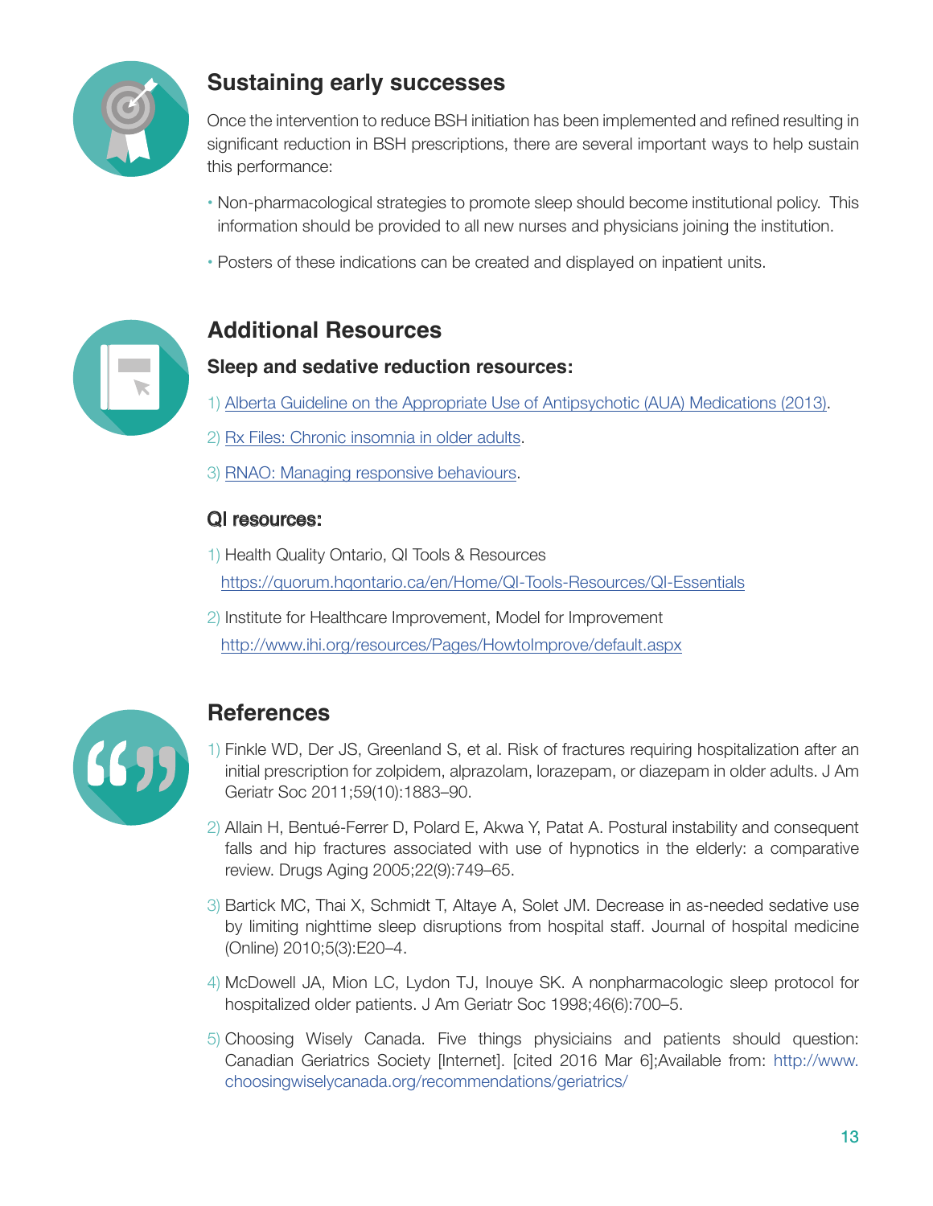## Sustaining early successes

Once the intervention to reduce BSH initiation has been implemented and refined resulting in significant reduction in BSH prescriptions, there are several important ways to help sustain this performance:

- Non-pharmacological strategies to promote sleep should become institutional policy. This information should be provided to all new nurses and physicians joining the institution.
- Posters of these indications can be created and displayed on inpatient units.

## Additional Resources

### Sleep and sedative reduction resources:

1) Alberta Guideline on the Appropriate Use of Antipsychotic (AUA) Medications (2013).
2) Rx Files: Chronic insomnia in older adults.
3) RNAO: Managing responsive behaviours.

### QI resources:

1) Health Quality Ontario, QI Tools & Resources
https://quorum.hqontario.ca/en/Home/QI-Tools-Resources/QI-Essentials
2) Institute for Healthcare Improvement, Model for Improvement
http://www.ihi.org/resources/Pages/HowtoImprove/default.aspx

## References

1) Finkle WD, Der JS, Greenland S, et al. Risk of fractures requiring hospitalization after an initial prescription for zolpidem, alprazolam, lorazepam, or diazepam in older adults. J Am Geriatr Soc 2011;59(10):1883–90.
2) Allain H, Bentué-Ferrer D, Polard E, Akwa Y, Patat A. Postural instability and consequent falls and hip fractures associated with use of hypnotics in the elderly: a comparative review. Drugs Aging 2005;22(9):749–65.
3) Bartick MC, Thai X, Schmidt T, Altaye A, Solet JM. Decrease in as-needed sedative use by limiting nighttime sleep disruptions from hospital staff. Journal of hospital medicine (Online) 2010;5(3):E20–4.
4) McDowell JA, Mion LC, Lydon TJ, Inouye SK. A nonpharmacologic sleep protocol for hospitalized older patients. J Am Geriatr Soc 1998;46(6):700–5.
5) Choosing Wisely Canada. Five things physiciains and patients should question: Canadian Geriatrics Society [Internet]. [cited 2016 Mar 6];Available from: http://www.choosingwiselycanada.org/recommendations/geriatrics/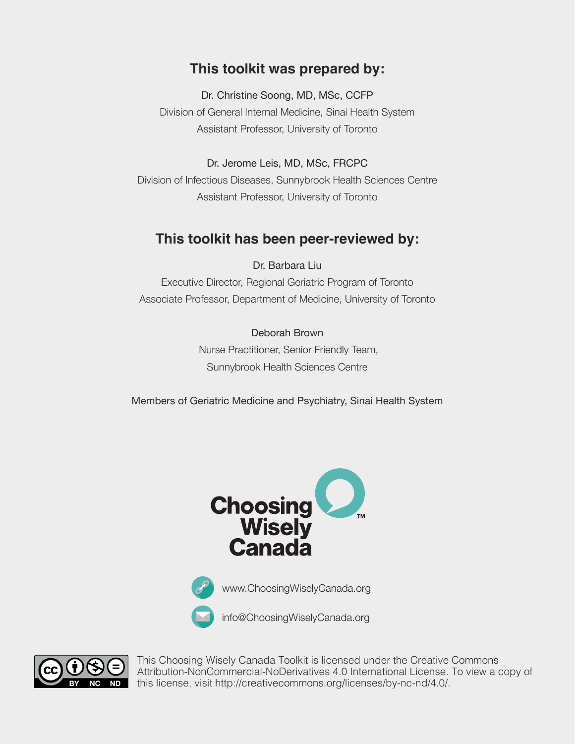## This toolkit was prepared by:

Dr. Christine Soong, MD, MSc, CCFP
Division of General Internal Medicine, Sinai Health System
Assistant Professor, University of Toronto

Dr. Jerome Leis, MD, MSc, FRCPC
Division of Infectious Diseases, Sunnybrook Health Sciences Centre
Assistant Professor, University of Toronto

## This toolkit has been peer-reviewed by:

Dr. Barbara Liu
Executive Director, Regional Geriatric Program of Toronto
Associate Professor, Department of Medicine, University of Toronto

Deborah Brown
Nurse Practitioner, Senior Friendly Team,
Sunnybrook Health Sciences Centre

Members of Geriatric Medicine and Psychiatry, Sinai Health System

Choosing Wisely Canada™

www.ChoosingWiselyCanada.org

info@ChoosingWiselyCanada.org

This Choosing Wisely Canada Toolkit is licensed under the Creative Commons Attribution-NonCommercial-NoDerivatives 4.0 International License. To view a copy of this license, visit http://creativecommons.org/licenses/by-nc-nd/4.0/.